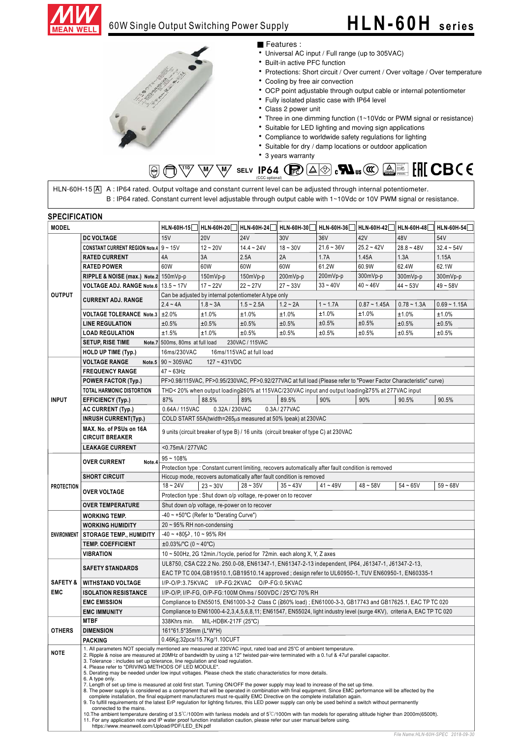# 60W Single Output Switching Power Supply

# HLN-60H series

## Features :

- Universal AC input / Full range (up to 305VAC)
- Built-in active PFC function
- Protections: Short circuit / Over current / Over voltage / Over temperature
- Cooling by free air convection
- OCP point adjustable through output cable or internal potentiometer
- Fully isolated plastic case with IP64 level
- Class 2 power unit
- Three in one dimming function (1~10Vdc or PWM signal or resistance)
- Suitable for LED lighting and moving sign applications
- Compliance to worldwide safety regulations for lighting
- Suitable for dry / damp locations or outdoor application
- 3 years warranty

SELV IP64 (CCC optional)

HLN-60H-15 A  A : IP64 rated. Output voltage and constant current level can be adjusted through internal potentiometer.
B : IP64 rated. Constant current level adjustable through output cable with 1~10Vdc or 10V PWM signal or resistance.

## SPECIFICATION

| MODEL | | HLN-60H-15 | HLN-60H-20 | HLN-60H-24 | HLN-60H-30 | HLN-60H-36 | HLN-60H-42 | HLN-60H-48 | HLN-60H-54 |
|---|---|---|---|---|---|---|---|---|---|
| OUTPUT | DC VOLTAGE | 15V | 20V | 24V | 30V | 36V | 42V | 48V | 54V |
| | CONSTANT CURRENT REGION Note.4 | 9 ~ 15V | 12 ~ 20V | 14.4 ~ 24V | 18 ~ 30V | 21.6 ~ 36V | 25.2 ~ 42V | 28.8 ~ 48V | 32.4 ~ 54V |
| | RATED CURRENT | 4A | 3A | 2.5A | 2A | 1.7A | 1.45A | 1.3A | 1.15A |
| | RATED POWER | 60W | 60W | 60W | 60W | 61.2W | 60.9W | 62.4W | 62.1W |
| | RIPPLE & NOISE (max.) Note.2 | 150mVp-p | 150mVp-p | 150mVp-p | 200mVp-p | 200mVp-p | 300mVp-p | 300mVp-p | 300mVp-p |
| | VOLTAGE ADJ. RANGE Note.6 | 13.5 ~ 17V | 17 ~ 22V | 22 ~ 27V | 27 ~ 33V | 33 ~ 40V | 40 ~ 46V | 44 ~ 53V | 49 ~ 58V |
| | CURRENT ADJ. RANGE | Can be adjusted by internal potentiometer A type only | | | | | | | |
| | | 2.4 ~ 4A | 1.8 ~ 3A | 1.5 ~ 2.5A | 1.2 ~ 2A | 1 ~ 1.7A | 0.87 ~ 1.45A | 0.78 ~ 1.3A | 0.69 ~ 1.15A |
| | VOLTAGE TOLERANCE Note.3 | ±2.0% | ±1.0% | ±1.0% | ±1.0% | ±1.0% | ±1.0% | ±1.0% | ±1.0% |
| | LINE REGULATION | ±0.5% | ±0.5% | ±0.5% | ±0.5% | ±0.5% | ±0.5% | ±0.5% | ±0.5% |
| | LOAD REGULATION | ±1.5% | ±1.0% | ±0.5% | ±0.5% | ±0.5% | ±0.5% | ±0.5% | ±0.5% |
| | SETUP, RISE TIME Note.7 | 500ms, 80ms at full load 230VAC / 115VAC | | | | | | | |
| | HOLD UP TIME (Typ.) | 16ms/230VAC 16ms/115VAC at full load | | | | | | | |
| INPUT | VOLTAGE RANGE Note.5 | 90 ~ 305VAC 127 ~ 431VDC | | | | | | | |
| | FREQUENCY RANGE | 47 ~ 63Hz | | | | | | | |
| | POWER FACTOR (Typ.) | PF>0.98/115VAC, PF>0.95/230VAC, PF>0.92/277VAC at full load (Please refer to "Power Factor Characteristic" curve) | | | | | | | |
| | TOTAL HARMONIC DISTORTION | THD< 20% when output loading≧60% at 115VAC/230VAC input and output loading≧75% at 277VAC input | | | | | | | |
| | EFFICIENCY (Typ.) | 87% | 88.5% | 89% | 89.5% | 90% | 90% | 90.5% | 90.5% |
| | AC CURRENT (Typ.) | 0.64A / 115VAC 0.32A / 230VAC 0.3A / 277VAC | | | | | | | |
| | INRUSH CURRENT(Typ.) | COLD START 55A(twidth=265μs measured at 50% Ipeak) at 230VAC | | | | | | | |
| | MAX. No. of PSUs on 16A CIRCUIT BREAKER | 9 units (circuit breaker of type B) / 16 units (circuit breaker of type C) at 230VAC | | | | | | | |
| | LEAKAGE CURRENT | <0.75mA / 277VAC | | | | | | | |
| PROTECTION | OVER CURRENT Note.4 | 95 ~ 108% | | | | | | | |
| | | Protection type : Constant current limiting, recovers automatically after fault condition is removed | | | | | | | |
| | SHORT CIRCUIT | Hiccup mode, recovers automatically after fault condition is removed | | | | | | | |
| | OVER VOLTAGE | 18 ~ 24V | 23 ~ 30V | 28 ~ 35V | 35 ~ 43V | 41 ~ 49V | 48 ~ 58V | 54 ~ 65V | 59 ~ 68V |
| | | Protection type : Shut down o/p voltage, re-power on to recover | | | | | | | |
| | OVER TEMPERATURE | Shut down o/p voltage, re-power on to recover | | | | | | | |
| ENVIRONMENT | WORKING TEMP. | -40 ~ +50℃ (Refer to "Derating Curve") | | | | | | | |
| | WORKING HUMIDITY | 20 ~ 95% RH non-condensing | | | | | | | |
| | STORAGE TEMP., HUMIDITY | -40 ~ +80℃, 10 ~ 95% RH | | | | | | | |
| | TEMP. COEFFICIENT | ±0.03%/℃ (0 ~ 40℃) | | | | | | | |
| | VIBRATION | 10 ~ 500Hz, 2G 12min./1cycle, period for 72min. each along X, Y, Z axes | | | | | | | |
| SAFETY & EMC | SAFETY STANDARDS | UL8750, CSA C22.2 No. 250.0-08, EN61347-1, EN61347-2-13 independent, IP64, J61347-1, J61347-2-13, EAC TP TC 004,GB19510.1,GB19510.14 approved ; design refer to UL60950-1, TUV EN60950-1, EN60335-1 | | | | | | | |
| | WITHSTAND VOLTAGE | I/P-O/P:3.75KVAC I/P-FG:2KVAC O/P-FG:0.5KVAC | | | | | | | |
| | ISOLATION RESISTANCE | I/P-O/P, I/P-FG, O/P-FG:100M Ohms / 500VDC / 25℃/ 70% RH | | | | | | | |
| | EMC EMISSION | Compliance to EN55015, EN61000-3-2 Class C (≧60% load) ; EN61000-3-3, GB17743 and GB17625.1, EAC TP TC 020 | | | | | | | |
| | EMC IMMUNITY | Compliance to EN61000-4-2,3,4,5,6,8,11; EN61547, EN55024, light industry level (surge 4KV), criteria A, EAC TP TC 020 | | | | | | | |
| OTHERS | MTBF | 338Khrs min. MIL-HDBK-217F (25℃) | | | | | | | |
| | DIMENSION | 161*61.5*35mm (L*W*H) | | | | | | | |
| | PACKING | 0.46Kg;32pcs/15.7Kg/1.10CUFT | | | | | | | |

**NOTE**

1. All parameters NOT specially mentioned are measured at 230VAC input, rated load and 25℃ of ambient temperature.
2. Ripple & noise are measured at 20MHz of bandwidth by using a 12" twisted pair-wire terminated with a 0.1uf & 47uf parallel capacitor.
3. Tolerance : includes set up tolerance, line regulation and load regulation.
4. Please refer to "DRIVING METHODS OF LED MODULE".
5. Derating may be needed under low input voltages. Please check the static characteristics for more details.
6. A type only.
7. Length of set up time is measured at cold first start. Turning ON/OFF the power supply may lead to increase of the set up time.
8. The power supply is considered as a component that will be operated in combination with final equipment. Since EMC performance will be affected by the complete installation, the final equipment manufacturers must re-qualify EMC Directive on the complete installation again.
9. To fulfill requirements of the latest ErP regulation for lighting fixtures, this LED power supply can only be used behind a switch without permanently connected to the mains.
10. The ambient temperature derating of 3.5℃/1000m with fanless models and of 5℃/1000m with fan models for operating altitude higher than 2000m(6500ft).
11. For any application note and IP water proof function installation caution, please refer our user manual before using. https://www.meanwell.com/Upload/PDF/LED_EN.pdf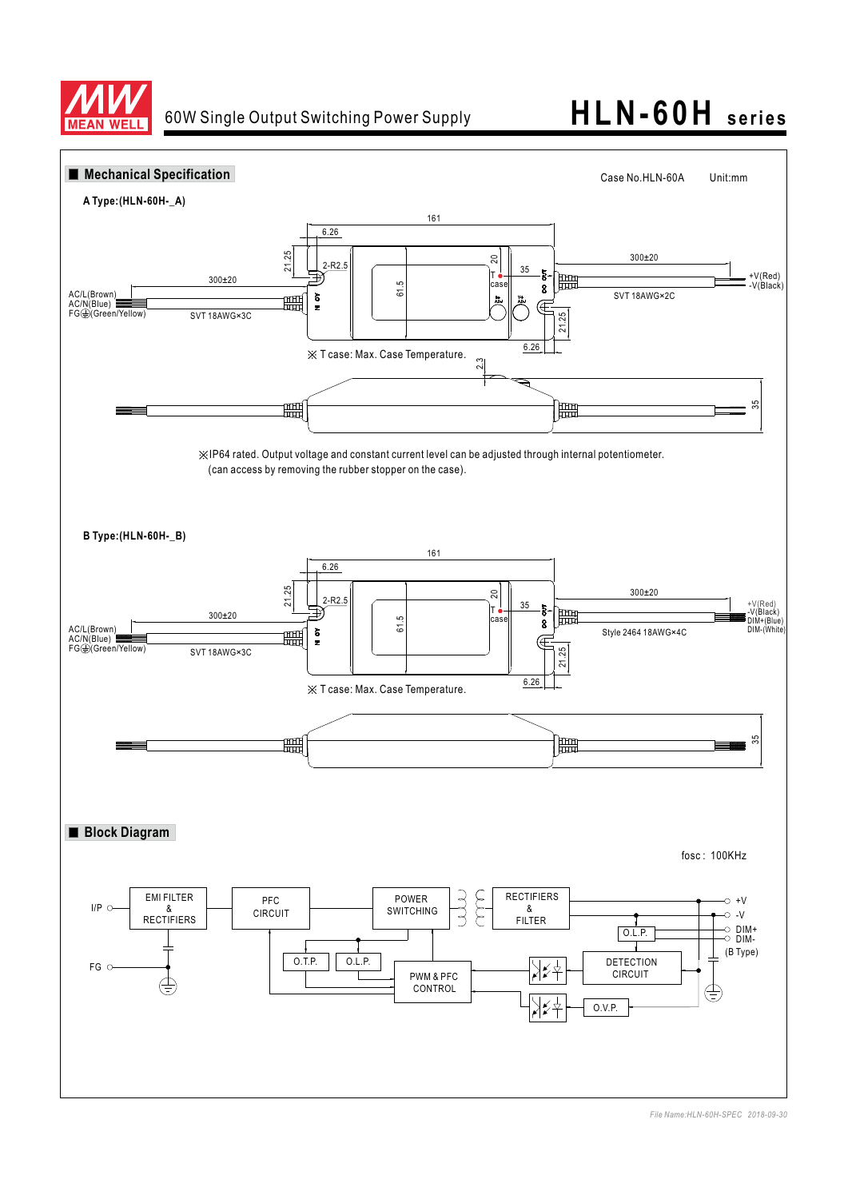## Mechanical Specification

Case No.HLN-60A　　Unit:mm

**A Type:(HLN-60H-_A)**

161
6.26
21.25
2-R2.5
20
35
T case
61.5
300±20
300±20
AC/L(Brown)
AC/N(Blue)
FG⏚(Green/Yellow)
SVT 18AWG×3C
SVT 18AWG×2C
+V(Red)
-V(Black)
21.25
6.26

※ T case: Max. Case Temperature.

2.3
35

※IP64 rated. Output voltage and constant current level can be adjusted through internal potentiometer.
(can access by removing the rubber stopper on the case).

**B Type:(HLN-60H-_B)**

161
6.26
21.25
2-R2.5
20
35
T case
61.5
300±20
300±20
AC/L(Brown)
AC/N(Blue)
FG⏚(Green/Yellow)
SVT 18AWG×3C
Style 2464 18AWG×4C
+V(Red)
-V(Black)
DIM+(Blue)
DIM-(White)
21.25
6.26

※ T case: Max. Case Temperature.

35

## Block Diagram

fosc : 100KHz

I/P
FG
EMI FILTER & RECTIFIERS
PFC CIRCUIT
POWER SWITCHING
RECTIFIERS & FILTER
O.T.P.
O.L.P.
PWM & PFC CONTROL
O.L.P.
DETECTION CIRCUIT
O.V.P.
+V
-V
DIM+
DIM-
(B Type)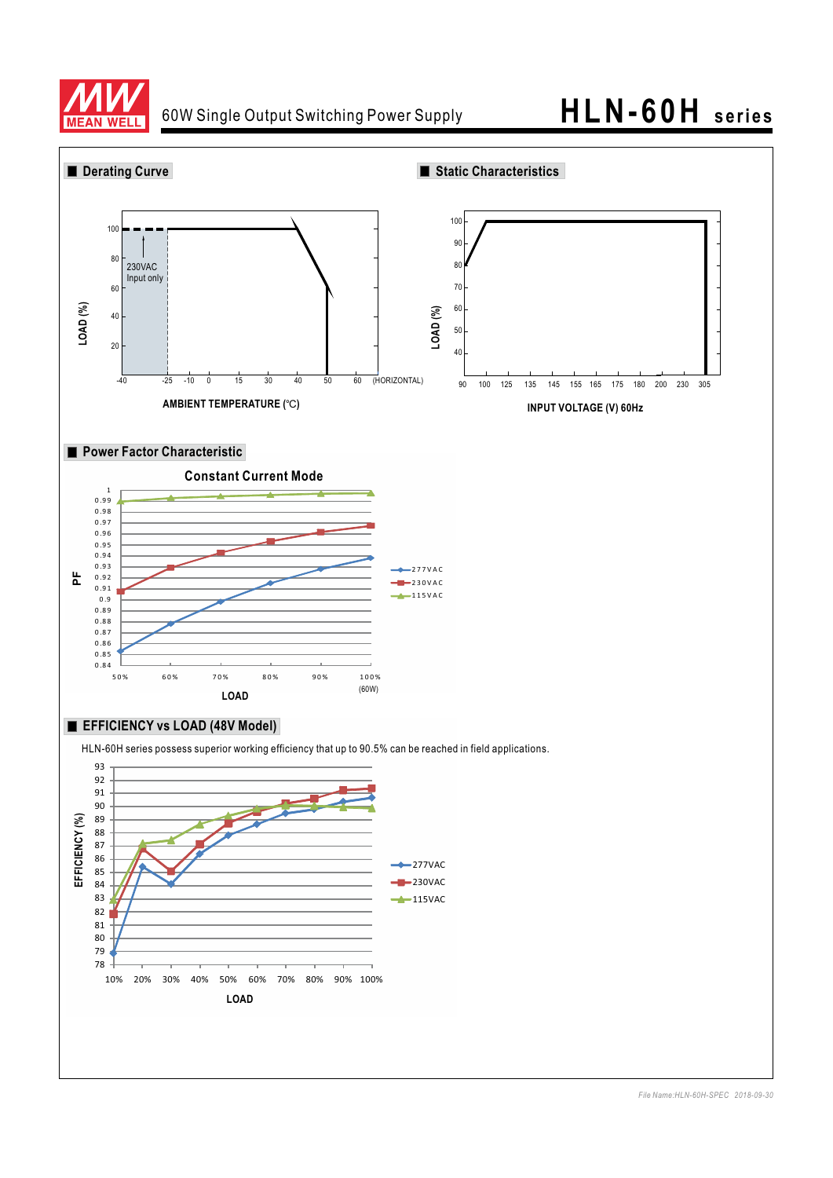## Derating Curve

LOAD (%)

100, 80, 60, 40, 20

230VAC Input only

-40, -25, -10, 0, 15, 30, 40, 50, 60 (HORIZONTAL)

AMBIENT TEMPERATURE (℃)

## Static Characteristics

LOAD (%)

100, 90, 80, 70, 60, 50, 40

90, 100, 125, 135, 145, 155, 165, 175, 180, 200, 230, 305

INPUT VOLTAGE (V) 60Hz

## Power Factor Characteristic

### Constant Current Mode

PF

1, 0.99, 0.98, 0.97, 0.96, 0.95, 0.94, 0.93, 0.92, 0.91, 0.9, 0.89, 0.88, 0.87, 0.86, 0.85, 0.84

50%, 60%, 70%, 80%, 90%, 100% (60W)

LOAD

277VAC, 230VAC, 115VAC

## EFFICIENCY vs LOAD (48V Model)

HLN-60H series possess superior working efficiency that up to 90.5% can be reached in field applications.

EFFICIENCY (%)

93, 92, 91, 90, 89, 88, 87, 86, 85, 84, 83, 82, 81, 80, 79, 78

10%, 20%, 30%, 40%, 50%, 60%, 70%, 80%, 90%, 100%

LOAD

277VAC, 230VAC, 115VAC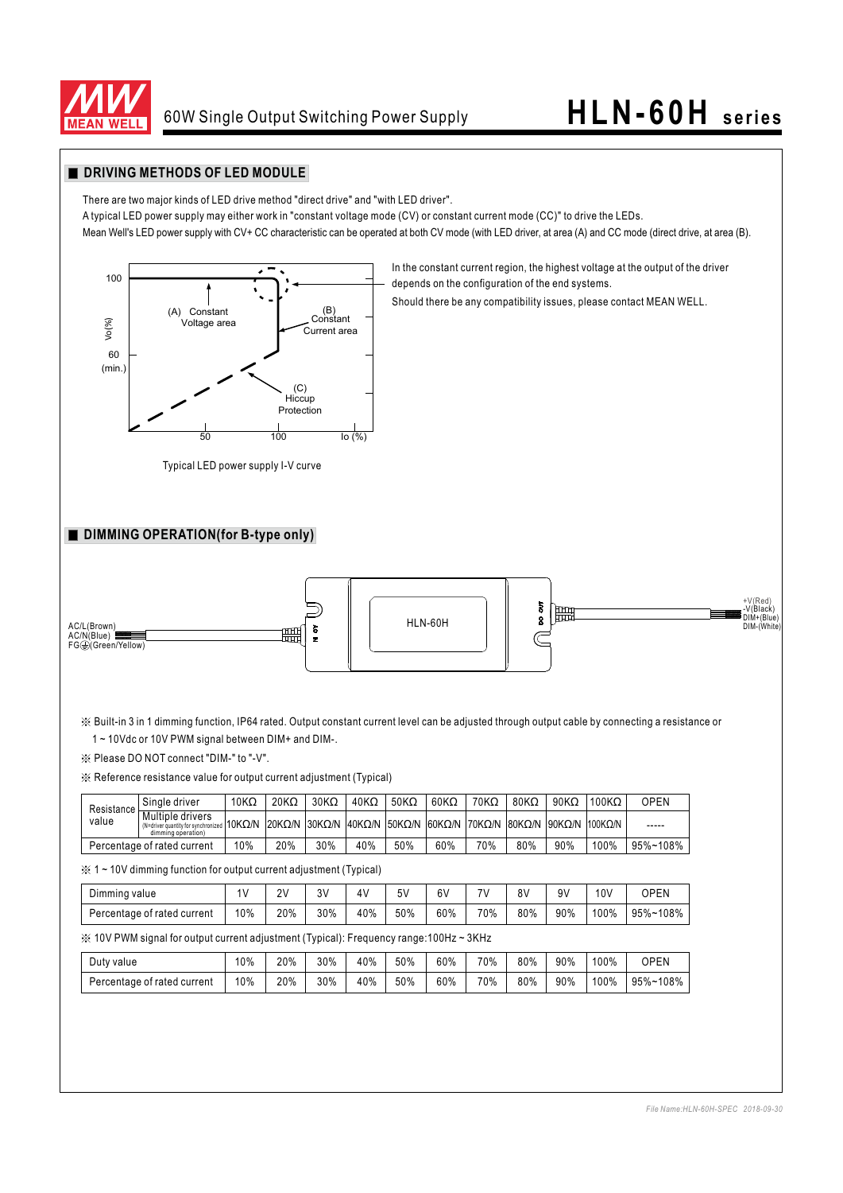## ■ DRIVING METHODS OF LED MODULE

There are two major kinds of LED drive method "direct drive" and "with LED driver".
A typical LED power supply may either work in "constant voltage mode (CV) or constant current mode (CC)" to drive the LEDs.
Mean Well's LED power supply with CV+ CC characteristic can be operated at both CV mode (with LED driver, at area (A) and CC mode (direct drive, at area (B).

100
(A) Constant Voltage area
(B) Constant Current area
Vo(%)
60 (min.)
(C) Hiccup Protection
50 100 Io (%)

Typical LED power supply I-V curve

In the constant current region, the highest voltage at the output of the driver depends on the configuration of the end systems.

Should there be any compatibility issues, please contact MEAN WELL.

## ■ DIMMING OPERATION(for B-type only)

AC/L(Brown)
AC/N(Blue)
FG⏚(Green/Yellow)

HLN-60H

+V(Red)
-V(Black)
DIM+(Blue)
DIM-(White)

※ Built-in 3 in 1 dimming function, IP64 rated. Output constant current level can be adjusted through output cable by connecting a resistance or 1 ~ 10Vdc or 10V PWM signal between DIM+ and DIM-.

※ Please DO NOT connect "DIM-" to "-V".

※ Reference resistance value for output current adjustment (Typical)

| Resistance value | | | | | | | | | | | | |
|---|---|---|---|---|---|---|---|---|---|---|---|---|
| | Single driver | 10KΩ | 20KΩ | 30KΩ | 40KΩ | 50KΩ | 60KΩ | 70KΩ | 80KΩ | 90KΩ | 100KΩ | OPEN |
| | Multiple drivers (N=driver quantity for synchronized dimming operation) | 10KΩ/N | 20KΩ/N | 30KΩ/N | 40KΩ/N | 50KΩ/N | 60KΩ/N | 70KΩ/N | 80KΩ/N | 90KΩ/N | 100KΩ/N | ----- |
| Percentage of rated current | | 10% | 20% | 30% | 40% | 50% | 60% | 70% | 80% | 90% | 100% | 95%~108% |

※ 1 ~ 10V dimming function for output current adjustment (Typical)

| Dimming value | 1V | 2V | 3V | 4V | 5V | 6V | 7V | 8V | 9V | 10V | OPEN |
|---|---|---|---|---|---|---|---|---|---|---|---|
| Percentage of rated current | 10% | 20% | 30% | 40% | 50% | 60% | 70% | 80% | 90% | 100% | 95%~108% |

※ 10V PWM signal for output current adjustment (Typical): Frequency range:100Hz ~ 3KHz

| Duty value | 10% | 20% | 30% | 40% | 50% | 60% | 70% | 80% | 90% | 100% | OPEN |
|---|---|---|---|---|---|---|---|---|---|---|---|
| Percentage of rated current | 10% | 20% | 30% | 40% | 50% | 60% | 70% | 80% | 90% | 100% | 95%~108% |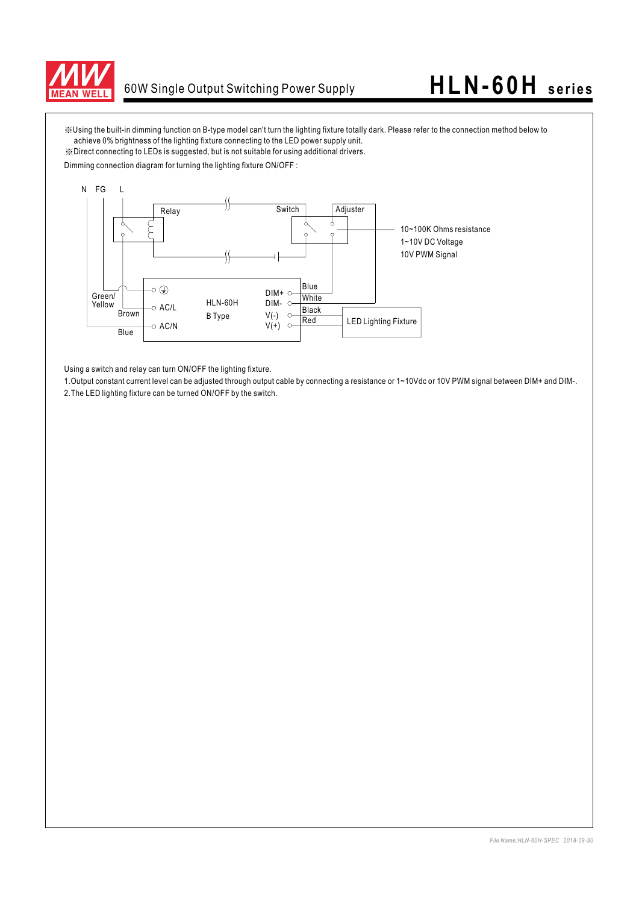※Using the built-in dimming function on B-type model can't turn the lighting fixture totally dark. Please refer to the connection method below to achieve 0% brightness of the lighting fixture connecting to the LED power supply unit.

※Direct connecting to LEDs is suggested, but is not suitable for using additional drivers.

Dimming connection diagram for turning the lighting fixture ON/OFF :

N FG L

Relay

Switch

Adjuster

10~100K Ohms resistance

1~10V DC Voltage

10V PWM Signal

Green/ Yellow

Brown

Blue

AC/L

AC/N

HLN-60H

B Type

DIM+

DIM-

V(-)

V(+)

Blue

White

Black

Red

LED Lighting Fixture

Using a switch and relay can turn ON/OFF the lighting fixture.

1.Output constant current level can be adjusted through output cable by connecting a resistance or 1~10Vdc or 10V PWM signal between DIM+ and DIM-.

2.The LED lighting fixture can be turned ON/OFF by the switch.